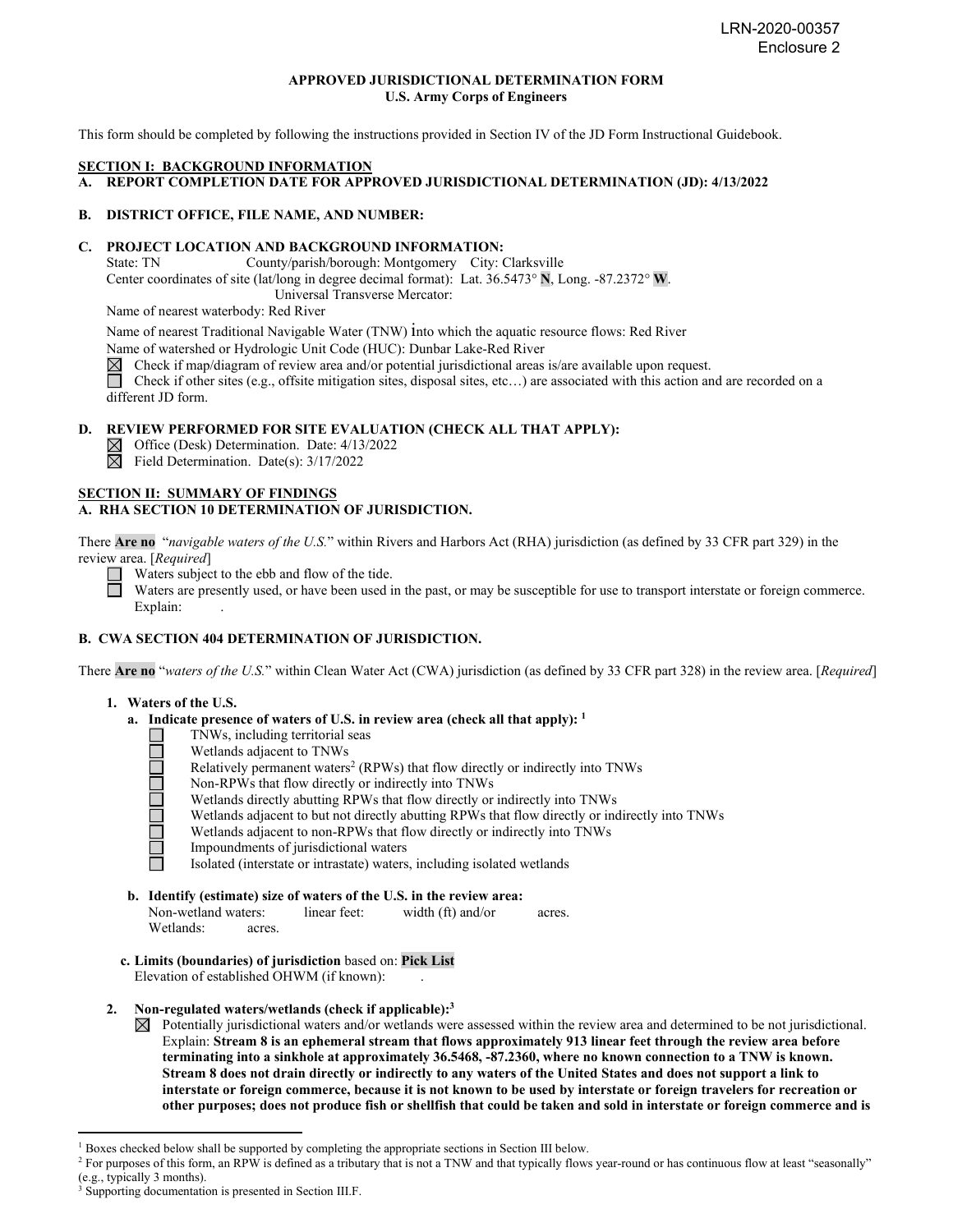LRN-2020-00357
Enclosure 2

**APPROVED JURISDICTIONAL DETERMINATION FORM**
**U.S. Army Corps of Engineers**

This form should be completed by following the instructions provided in Section IV of the JD Form Instructional Guidebook.

## SECTION I: BACKGROUND INFORMATION

**A. REPORT COMPLETION DATE FOR APPROVED JURISDICTIONAL DETERMINATION (JD): 4/13/2022**

**B. DISTRICT OFFICE, FILE NAME, AND NUMBER:**

**C. PROJECT LOCATION AND BACKGROUND INFORMATION:**

State: TN County/parish/borough: Montgomery City: Clarksville
Center coordinates of site (lat/long in degree decimal format): Lat. 36.5473° **N**, Long. -87.2372° **W**.
Universal Transverse Mercator:
Name of nearest waterbody: Red River
Name of nearest Traditional Navigable Water (TNW) into which the aquatic resource flows: Red River
Name of watershed or Hydrologic Unit Code (HUC): Dunbar Lake-Red River

☒ Check if map/diagram of review area and/or potential jurisdictional areas is/are available upon request.
☐ Check if other sites (e.g., offsite mitigation sites, disposal sites, etc…) are associated with this action and are recorded on a different JD form.

**D. REVIEW PERFORMED FOR SITE EVALUATION (CHECK ALL THAT APPLY):**

☒ Office (Desk) Determination. Date: 4/13/2022
☒ Field Determination. Date(s): 3/17/2022

## SECTION II: SUMMARY OF FINDINGS

**A. RHA SECTION 10 DETERMINATION OF JURISDICTION.**

There **Are no** "*navigable waters of the U.S.*" within Rivers and Harbors Act (RHA) jurisdiction (as defined by 33 CFR part 329) in the review area. [*Required*]

☐ Waters subject to the ebb and flow of the tide.
☐ Waters are presently used, or have been used in the past, or may be susceptible for use to transport interstate or foreign commerce. Explain: .

**B. CWA SECTION 404 DETERMINATION OF JURISDICTION.**

There **Are no** "*waters of the U.S.*" within Clean Water Act (CWA) jurisdiction (as defined by 33 CFR part 328) in the review area. [*Required*]

**1. Waters of the U.S.**

**a. Indicate presence of waters of U.S. in review area (check all that apply):** [1]

☐ TNWs, including territorial seas
☐ Wetlands adjacent to TNWs
☐ Relatively permanent waters[2] (RPWs) that flow directly or indirectly into TNWs
☐ Non-RPWs that flow directly or indirectly into TNWs
☐ Wetlands directly abutting RPWs that flow directly or indirectly into TNWs
☐ Wetlands adjacent to but not directly abutting RPWs that flow directly or indirectly into TNWs
☐ Wetlands adjacent to non-RPWs that flow directly or indirectly into TNWs
☐ Impoundments of jurisdictional waters
☐ Isolated (interstate or intrastate) waters, including isolated wetlands

**b. Identify (estimate) size of waters of the U.S. in the review area:**

Non-wetland waters: linear feet: width (ft) and/or acres.
Wetlands: acres.

**c. Limits (boundaries) of jurisdiction** based on: **Pick List**
Elevation of established OHWM (if known): .

**2. Non-regulated waters/wetlands (check if applicable):**[3]

☒ Potentially jurisdictional waters and/or wetlands were assessed within the review area and determined to be not jurisdictional. Explain: **Stream 8 is an ephemeral stream that flows approximately 913 linear feet through the review area before terminating into a sinkhole at approximately 36.5468, -87.2360, where no known connection to a TNW is known. Stream 8 does not drain directly or indirectly to any waters of the United States and does not support a link to interstate or foreign commerce, because it is not known to be used by interstate or foreign travelers for recreation or other purposes; does not produce fish or shellfish that could be taken and sold in interstate or foreign commerce and is**

---

[1] Boxes checked below shall be supported by completing the appropriate sections in Section III below.
[2] For purposes of this form, an RPW is defined as a tributary that is not a TNW and that typically flows year-round or has continuous flow at least "seasonally" (e.g., typically 3 months).
[3] Supporting documentation is presented in Section III.F.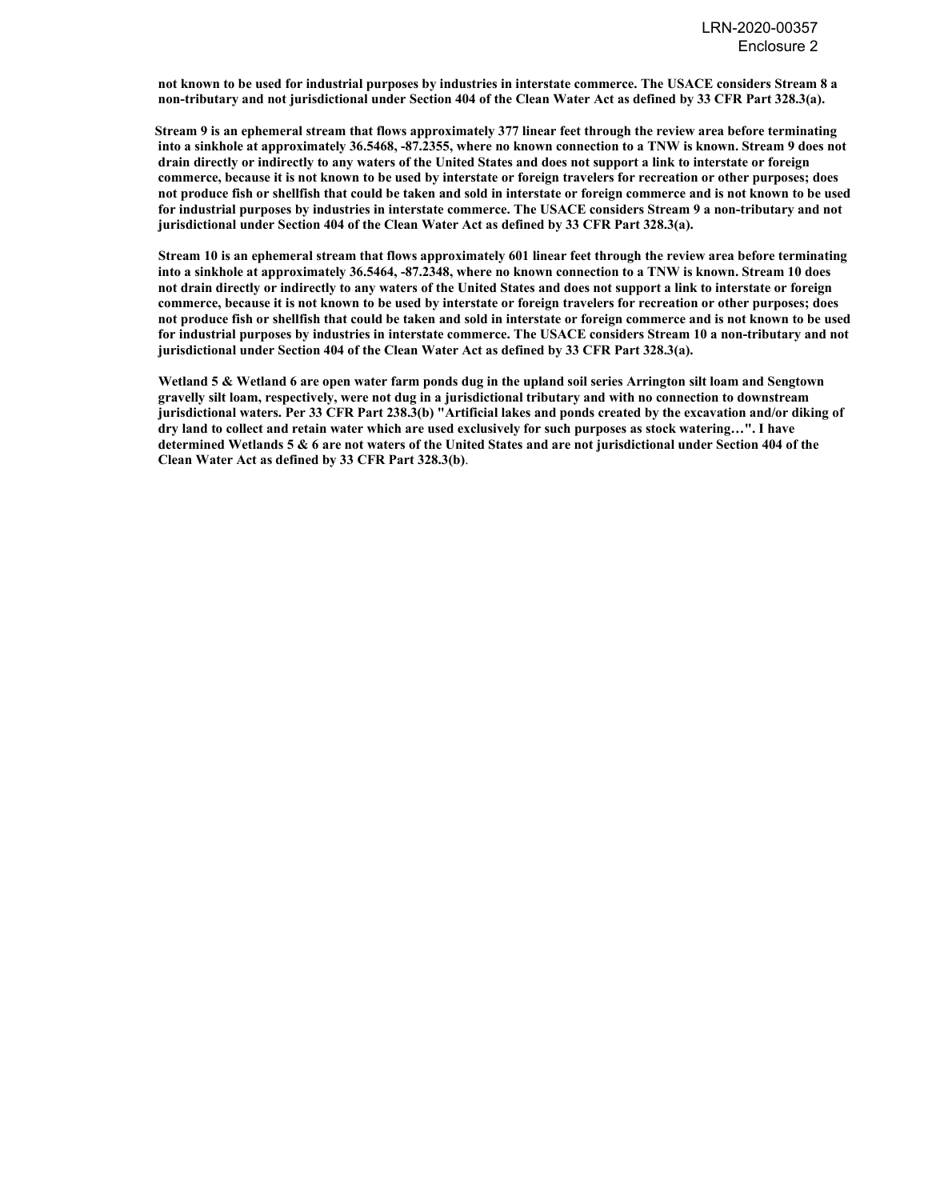**not known to be used for industrial purposes by industries in interstate commerce. The USACE considers Stream 8 a non-tributary and not jurisdictional under Section 404 of the Clean Water Act as defined by 33 CFR Part 328.3(a).**

**Stream 9 is an ephemeral stream that flows approximately 377 linear feet through the review area before terminating into a sinkhole at approximately 36.5468, -87.2355, where no known connection to a TNW is known. Stream 9 does not drain directly or indirectly to any waters of the United States and does not support a link to interstate or foreign commerce, because it is not known to be used by interstate or foreign travelers for recreation or other purposes; does not produce fish or shellfish that could be taken and sold in interstate or foreign commerce and is not known to be used for industrial purposes by industries in interstate commerce. The USACE considers Stream 9 a non-tributary and not jurisdictional under Section 404 of the Clean Water Act as defined by 33 CFR Part 328.3(a).**

**Stream 10 is an ephemeral stream that flows approximately 601 linear feet through the review area before terminating into a sinkhole at approximately 36.5464, -87.2348, where no known connection to a TNW is known. Stream 10 does not drain directly or indirectly to any waters of the United States and does not support a link to interstate or foreign commerce, because it is not known to be used by interstate or foreign travelers for recreation or other purposes; does not produce fish or shellfish that could be taken and sold in interstate or foreign commerce and is not known to be used for industrial purposes by industries in interstate commerce. The USACE considers Stream 10 a non-tributary and not jurisdictional under Section 404 of the Clean Water Act as defined by 33 CFR Part 328.3(a).**

**Wetland 5 & Wetland 6 are open water farm ponds dug in the upland soil series Arrington silt loam and Sengtown gravelly silt loam, respectively, were not dug in a jurisdictional tributary and with no connection to downstream jurisdictional waters. Per 33 CFR Part 238.3(b) "Artificial lakes and ponds created by the excavation and/or diking of dry land to collect and retain water which are used exclusively for such purposes as stock watering…". I have determined Wetlands 5 & 6 are not waters of the United States and are not jurisdictional under Section 404 of the Clean Water Act as defined by 33 CFR Part 328.3(b)**.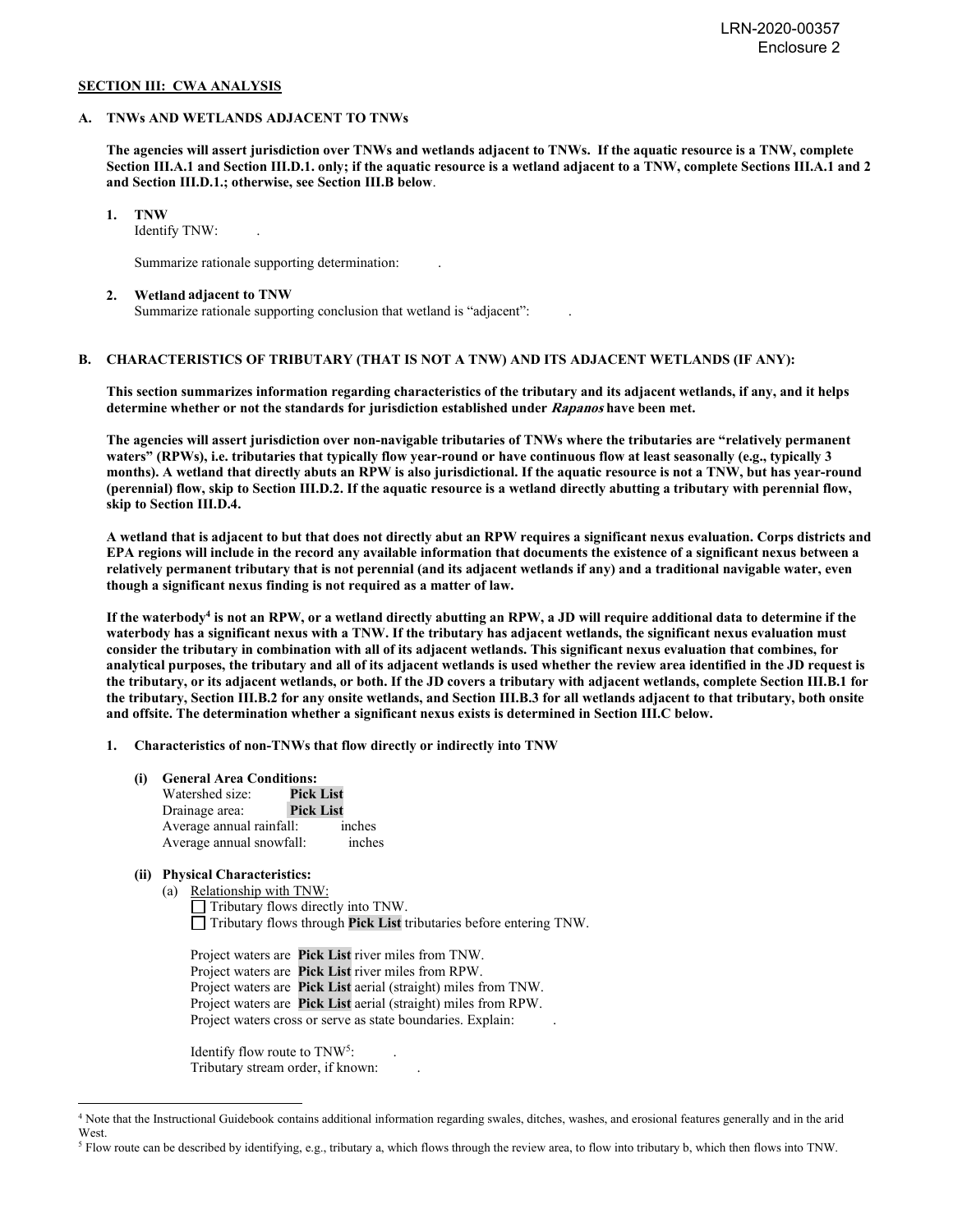LRN-2020-00357
Enclosure 2

**SECTION III: CWA ANALYSIS**

**A. TNWs AND WETLANDS ADJACENT TO TNWs**

**The agencies will assert jurisdiction over TNWs and wetlands adjacent to TNWs. If the aquatic resource is a TNW, complete Section III.A.1 and Section III.D.1. only; if the aquatic resource is a wetland adjacent to a TNW, complete Sections III.A.1 and 2 and Section III.D.1.; otherwise, see Section III.B below**.

**1. TNW**

Identify TNW: .

Summarize rationale supporting determination: .

**2. Wetland adjacent to TNW**

Summarize rationale supporting conclusion that wetland is "adjacent": .

**B. CHARACTERISTICS OF TRIBUTARY (THAT IS NOT A TNW) AND ITS ADJACENT WETLANDS (IF ANY):**

**This section summarizes information regarding characteristics of the tributary and its adjacent wetlands, if any, and it helps determine whether or not the standards for jurisdiction established under *Rapanos* have been met.**

**The agencies will assert jurisdiction over non-navigable tributaries of TNWs where the tributaries are "relatively permanent waters" (RPWs), i.e. tributaries that typically flow year-round or have continuous flow at least seasonally (e.g., typically 3 months). A wetland that directly abuts an RPW is also jurisdictional. If the aquatic resource is not a TNW, but has year-round (perennial) flow, skip to Section III.D.2. If the aquatic resource is a wetland directly abutting a tributary with perennial flow, skip to Section III.D.4.**

**A wetland that is adjacent to but that does not directly abut an RPW requires a significant nexus evaluation. Corps districts and EPA regions will include in the record any available information that documents the existence of a significant nexus between a relatively permanent tributary that is not perennial (and its adjacent wetlands if any) and a traditional navigable water, even though a significant nexus finding is not required as a matter of law.**

**If the waterbody[4] is not an RPW, or a wetland directly abutting an RPW, a JD will require additional data to determine if the waterbody has a significant nexus with a TNW. If the tributary has adjacent wetlands, the significant nexus evaluation must consider the tributary in combination with all of its adjacent wetlands. This significant nexus evaluation that combines, for analytical purposes, the tributary and all of its adjacent wetlands is used whether the review area identified in the JD request is the tributary, or its adjacent wetlands, or both. If the JD covers a tributary with adjacent wetlands, complete Section III.B.1 for the tributary, Section III.B.2 for any onsite wetlands, and Section III.B.3 for all wetlands adjacent to that tributary, both onsite and offsite. The determination whether a significant nexus exists is determined in Section III.C below.**

**1. Characteristics of non-TNWs that flow directly or indirectly into TNW**

**(i) General Area Conditions:**

Watershed size: **Pick List**
Drainage area: **Pick List**
Average annual rainfall: inches
Average annual snowfall: inches

**(ii) Physical Characteristics:**

(a) Relationship with TNW:

☐ Tributary flows directly into TNW.
☐ Tributary flows through **Pick List** tributaries before entering TNW.

Project waters are **Pick List** river miles from TNW.
Project waters are **Pick List** river miles from RPW.
Project waters are **Pick List** aerial (straight) miles from TNW.
Project waters are **Pick List** aerial (straight) miles from RPW.
Project waters cross or serve as state boundaries. Explain: .

Identify flow route to TNW[5]: .
Tributary stream order, if known: .

---

[4] Note that the Instructional Guidebook contains additional information regarding swales, ditches, washes, and erosional features generally and in the arid West.

[5] Flow route can be described by identifying, e.g., tributary a, which flows through the review area, to flow into tributary b, which then flows into TNW.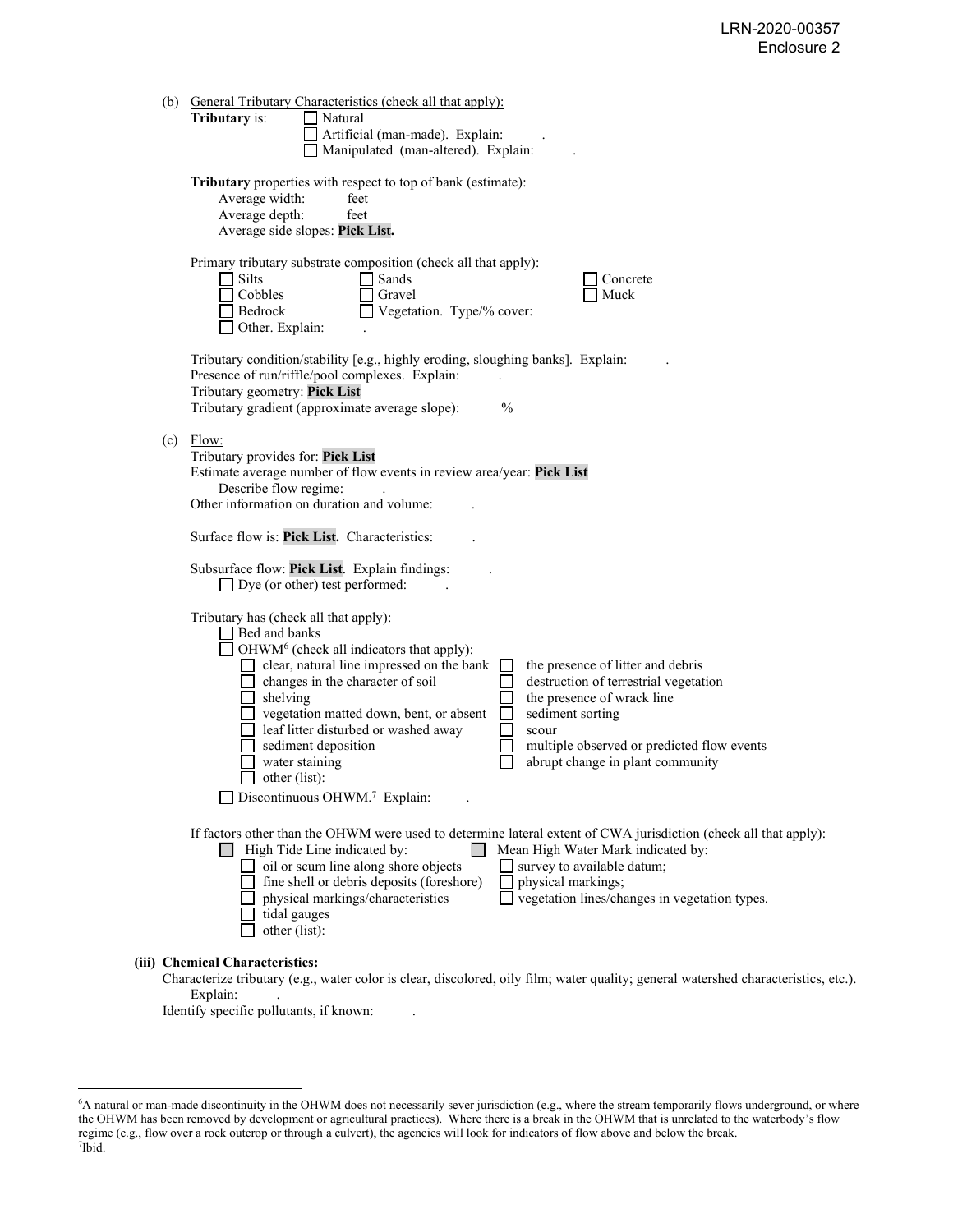(b) General Tributary Characteristics (check all that apply):

**Tributary** is: ☐ Natural
☐ Artificial (man-made). Explain: .
☐ Manipulated (man-altered). Explain: .

**Tributary** properties with respect to top of bank (estimate):
Average width: feet
Average depth: feet
Average side slopes: **Pick List.**

Primary tributary substrate composition (check all that apply):

☐ Silts ☐ Sands ☐ Concrete
☐ Cobbles ☐ Gravel ☐ Muck
☐ Bedrock ☐ Vegetation. Type/% cover:
☐ Other. Explain: .

Tributary condition/stability [e.g., highly eroding, sloughing banks]. Explain: .
Presence of run/riffle/pool complexes. Explain: .
Tributary geometry: **Pick List**
Tributary gradient (approximate average slope): %

(c) Flow:

Tributary provides for: **Pick List**
Estimate average number of flow events in review area/year: **Pick List**
Describe flow regime: .
Other information on duration and volume: .

Surface flow is: **Pick List.** Characteristics: .

Subsurface flow: **Pick List**. Explain findings: .
☐ Dye (or other) test performed: .

Tributary has (check all that apply):
☐ Bed and banks
☐ OHWM[6] (check all indicators that apply):
☐ clear, natural line impressed on the bank ☐ the presence of litter and debris
☐ changes in the character of soil ☐ destruction of terrestrial vegetation
☐ shelving ☐ the presence of wrack line
☐ vegetation matted down, bent, or absent ☐ sediment sorting
☐ leaf litter disturbed or washed away ☐ scour
☐ sediment deposition ☐ multiple observed or predicted flow events
☐ water staining ☐ abrupt change in plant community
☐ other (list):
☐ Discontinuous OHWM.[7] Explain: .

If factors other than the OHWM were used to determine lateral extent of CWA jurisdiction (check all that apply):
☐ High Tide Line indicated by: ☐ Mean High Water Mark indicated by:
☐ oil or scum line along shore objects ☐ survey to available datum;
☐ fine shell or debris deposits (foreshore) ☐ physical markings;
☐ physical markings/characteristics ☐ vegetation lines/changes in vegetation types.
☐ tidal gauges
☐ other (list):

**(iii) Chemical Characteristics:**

Characterize tributary (e.g., water color is clear, discolored, oily film; water quality; general watershed characteristics, etc.).
Explain: .
Identify specific pollutants, if known: .

---

[6]A natural or man-made discontinuity in the OHWM does not necessarily sever jurisdiction (e.g., where the stream temporarily flows underground, or where the OHWM has been removed by development or agricultural practices). Where there is a break in the OHWM that is unrelated to the waterbody's flow regime (e.g., flow over a rock outcrop or through a culvert), the agencies will look for indicators of flow above and below the break.
[7]Ibid.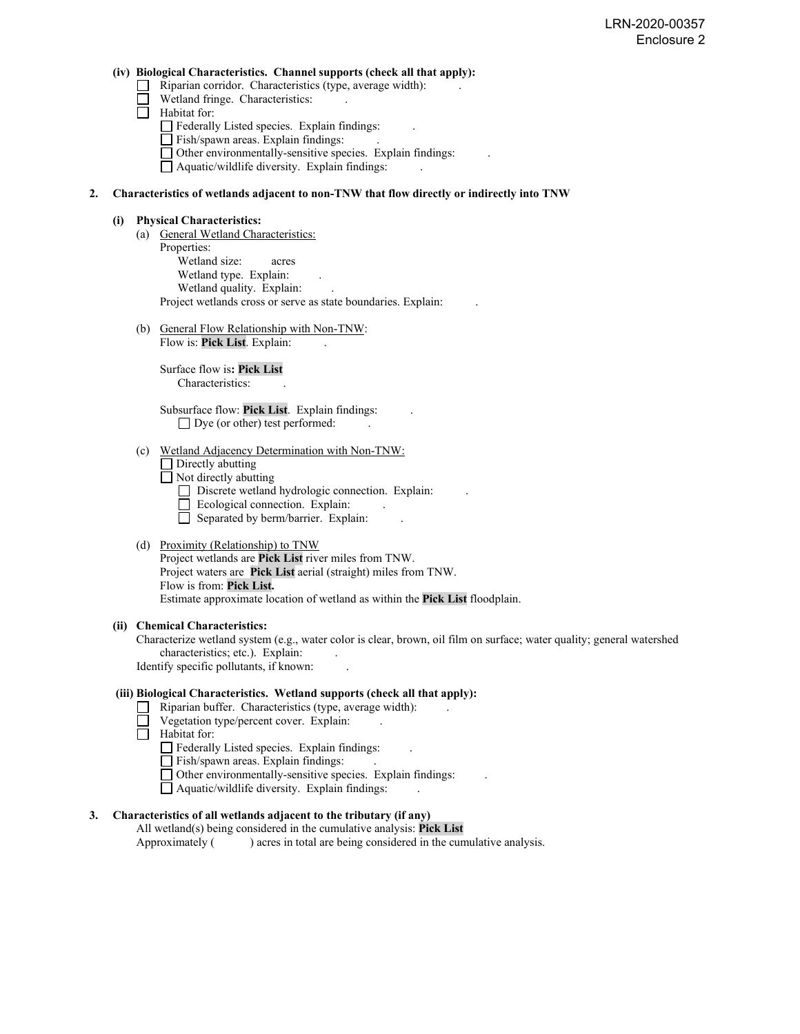**(iv) Biological Characteristics. Channel supports (check all that apply):**

- ☐ Riparian corridor. Characteristics (type, average width): .
- ☐ Wetland fringe. Characteristics: .
- ☐ Habitat for:
  - ☐ Federally Listed species. Explain findings: .
  - ☐ Fish/spawn areas. Explain findings: .
  - ☐ Other environmentally-sensitive species. Explain findings: .
  - ☐ Aquatic/wildlife diversity. Explain findings: .

**2. Characteristics of wetlands adjacent to non-TNW that flow directly or indirectly into TNW**

**(i) Physical Characteristics:**

(a) General Wetland Characteristics:

Properties:

Wetland size: acres

Wetland type. Explain: .

Wetland quality. Explain: .

Project wetlands cross or serve as state boundaries. Explain: .

(b) General Flow Relationship with Non-TNW:

Flow is: **Pick List**. Explain: .

Surface flow is**: Pick List**

Characteristics: .

Subsurface flow: **Pick List**. Explain findings: .

☐ Dye (or other) test performed: .

(c) Wetland Adjacency Determination with Non-TNW:

- ☐ Directly abutting
- ☐ Not directly abutting
  - ☐ Discrete wetland hydrologic connection. Explain: .
  - ☐ Ecological connection. Explain: .
  - ☐ Separated by berm/barrier. Explain: .

(d) Proximity (Relationship) to TNW

Project wetlands are **Pick List** river miles from TNW.

Project waters are **Pick List** aerial (straight) miles from TNW.

Flow is from: **Pick List.**

Estimate approximate location of wetland as within the **Pick List** floodplain.

**(ii) Chemical Characteristics:**

Characterize wetland system (e.g., water color is clear, brown, oil film on surface; water quality; general watershed characteristics; etc.). Explain: .

Identify specific pollutants, if known: .

**(iii) Biological Characteristics. Wetland supports (check all that apply):**

- ☐ Riparian buffer. Characteristics (type, average width): .
- ☐ Vegetation type/percent cover. Explain: .
- ☐ Habitat for:
  - ☐ Federally Listed species. Explain findings: .
  - ☐ Fish/spawn areas. Explain findings: .
  - ☐ Other environmentally-sensitive species. Explain findings: .
  - ☐ Aquatic/wildlife diversity. Explain findings: .

**3. Characteristics of all wetlands adjacent to the tributary (if any)**

All wetland(s) being considered in the cumulative analysis: **Pick List**

Approximately ( ) acres in total are being considered in the cumulative analysis.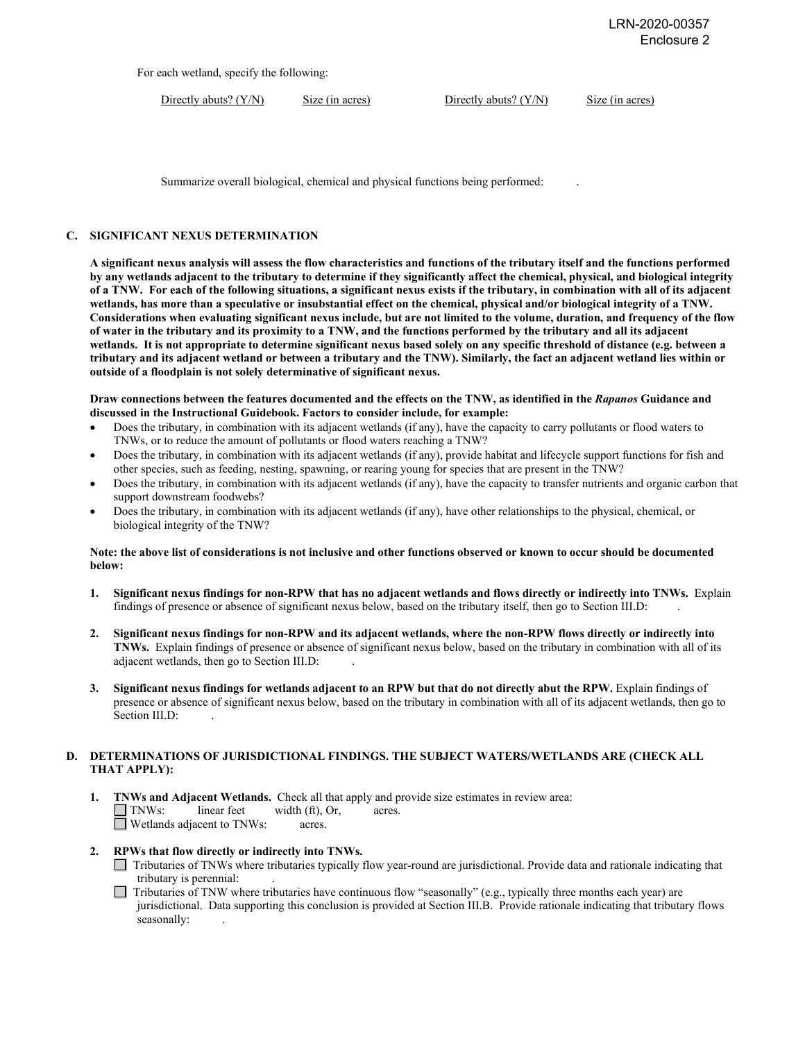For each wetland, specify the following:

| Directly abuts? (Y/N) | Size (in acres) | Directly abuts? (Y/N) | Size (in acres) |
|---|---|---|---|

Summarize overall biological, chemical and physical functions being performed: .

## C. SIGNIFICANT NEXUS DETERMINATION

**A significant nexus analysis will assess the flow characteristics and functions of the tributary itself and the functions performed by any wetlands adjacent to the tributary to determine if they significantly affect the chemical, physical, and biological integrity of a TNW. For each of the following situations, a significant nexus exists if the tributary, in combination with all of its adjacent wetlands, has more than a speculative or insubstantial effect on the chemical, physical and/or biological integrity of a TNW. Considerations when evaluating significant nexus include, but are not limited to the volume, duration, and frequency of the flow of water in the tributary and its proximity to a TNW, and the functions performed by the tributary and all its adjacent wetlands. It is not appropriate to determine significant nexus based solely on any specific threshold of distance (e.g. between a tributary and its adjacent wetland or between a tributary and the TNW). Similarly, the fact an adjacent wetland lies within or outside of a floodplain is not solely determinative of significant nexus.**

**Draw connections between the features documented and the effects on the TNW, as identified in the *Rapanos* Guidance and discussed in the Instructional Guidebook. Factors to consider include, for example:**

- Does the tributary, in combination with its adjacent wetlands (if any), have the capacity to carry pollutants or flood waters to TNWs, or to reduce the amount of pollutants or flood waters reaching a TNW?
- Does the tributary, in combination with its adjacent wetlands (if any), provide habitat and lifecycle support functions for fish and other species, such as feeding, nesting, spawning, or rearing young for species that are present in the TNW?
- Does the tributary, in combination with its adjacent wetlands (if any), have the capacity to transfer nutrients and organic carbon that support downstream foodwebs?
- Does the tributary, in combination with its adjacent wetlands (if any), have other relationships to the physical, chemical, or biological integrity of the TNW?

**Note: the above list of considerations is not inclusive and other functions observed or known to occur should be documented below:**

1. **Significant nexus findings for non-RPW that has no adjacent wetlands and flows directly or indirectly into TNWs.** Explain findings of presence or absence of significant nexus below, based on the tributary itself, then go to Section III.D: .

2. **Significant nexus findings for non-RPW and its adjacent wetlands, where the non-RPW flows directly or indirectly into TNWs.** Explain findings of presence or absence of significant nexus below, based on the tributary in combination with all of its adjacent wetlands, then go to Section III.D: .

3. **Significant nexus findings for wetlands adjacent to an RPW but that do not directly abut the RPW.** Explain findings of presence or absence of significant nexus below, based on the tributary in combination with all of its adjacent wetlands, then go to Section III.D: .

## D. DETERMINATIONS OF JURISDICTIONAL FINDINGS. THE SUBJECT WATERS/WETLANDS ARE (CHECK ALL THAT APPLY):

1. **TNWs and Adjacent Wetlands.** Check all that apply and provide size estimates in review area:
   - ☐ TNWs: linear feet width (ft), Or, acres.
   - ☐ Wetlands adjacent to TNWs: acres.

2. **RPWs that flow directly or indirectly into TNWs.**
   - ☐ Tributaries of TNWs where tributaries typically flow year-round are jurisdictional. Provide data and rationale indicating that tributary is perennial: .
   - ☐ Tributaries of TNW where tributaries have continuous flow "seasonally" (e.g., typically three months each year) are jurisdictional. Data supporting this conclusion is provided at Section III.B. Provide rationale indicating that tributary flows seasonally: .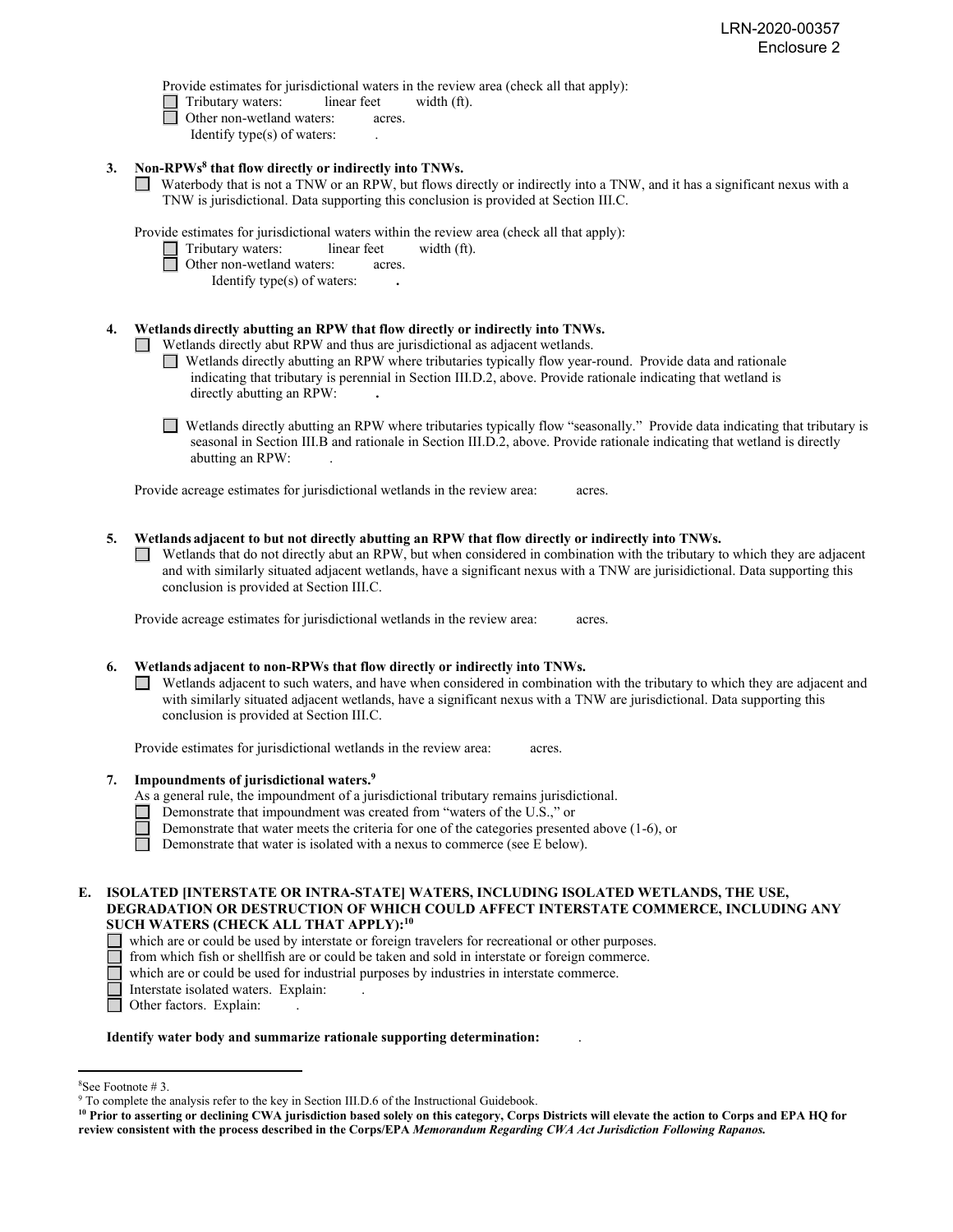Provide estimates for jurisdictional waters in the review area (check all that apply):

- ☐ Tributary waters: linear feet width (ft).
- ☐ Other non-wetland waters: acres.
  - Identify type(s) of waters: .

**3. Non-RPWs[8] that flow directly or indirectly into TNWs.**

☐ Waterbody that is not a TNW or an RPW, but flows directly or indirectly into a TNW, and it has a significant nexus with a TNW is jurisdictional. Data supporting this conclusion is provided at Section III.C.

Provide estimates for jurisdictional waters within the review area (check all that apply):

- ☐ Tributary waters: linear feet width (ft).
- ☐ Other non-wetland waters: acres.
  - Identify type(s) of waters: **.**

**4. Wetlands directly abutting an RPW that flow directly or indirectly into TNWs.**

☐ Wetlands directly abut RPW and thus are jurisdictional as adjacent wetlands.

- ☐ Wetlands directly abutting an RPW where tributaries typically flow year-round. Provide data and rationale indicating that tributary is perennial in Section III.D.2, above. Provide rationale indicating that wetland is directly abutting an RPW: **.**

- ☐ Wetlands directly abutting an RPW where tributaries typically flow "seasonally." Provide data indicating that tributary is seasonal in Section III.B and rationale in Section III.D.2, above. Provide rationale indicating that wetland is directly abutting an RPW: .

Provide acreage estimates for jurisdictional wetlands in the review area: acres.

**5. Wetlands adjacent to but not directly abutting an RPW that flow directly or indirectly into TNWs.**

☐ Wetlands that do not directly abut an RPW, but when considered in combination with the tributary to which they are adjacent and with similarly situated adjacent wetlands, have a significant nexus with a TNW are jurisidictional. Data supporting this conclusion is provided at Section III.C.

Provide acreage estimates for jurisdictional wetlands in the review area: acres.

**6. Wetlands adjacent to non-RPWs that flow directly or indirectly into TNWs.**

☐ Wetlands adjacent to such waters, and have when considered in combination with the tributary to which they are adjacent and with similarly situated adjacent wetlands, have a significant nexus with a TNW are jurisdictional. Data supporting this conclusion is provided at Section III.C.

Provide estimates for jurisdictional wetlands in the review area: acres.

**7. Impoundments of jurisdictional waters.[9]**

As a general rule, the impoundment of a jurisdictional tributary remains jurisdictional.

- ☐ Demonstrate that impoundment was created from "waters of the U.S.," or
- ☐ Demonstrate that water meets the criteria for one of the categories presented above (1-6), or
- ☐ Demonstrate that water is isolated with a nexus to commerce (see E below).

**E. ISOLATED [INTERSTATE OR INTRA-STATE] WATERS, INCLUDING ISOLATED WETLANDS, THE USE, DEGRADATION OR DESTRUCTION OF WHICH COULD AFFECT INTERSTATE COMMERCE, INCLUDING ANY SUCH WATERS (CHECK ALL THAT APPLY):[10]**

- ☐ which are or could be used by interstate or foreign travelers for recreational or other purposes.
- ☐ from which fish or shellfish are or could be taken and sold in interstate or foreign commerce.
- ☐ which are or could be used for industrial purposes by industries in interstate commerce.
- ☐ Interstate isolated waters. Explain: .
- ☐ Other factors. Explain: .

**Identify water body and summarize rationale supporting determination:** .

---

[8] See Footnote # 3.

[9] To complete the analysis refer to the key in Section III.D.6 of the Instructional Guidebook.

[10] **Prior to asserting or declining CWA jurisdiction based solely on this category, Corps Districts will elevate the action to Corps and EPA HQ for review consistent with the process described in the Corps/EPA *Memorandum Regarding CWA Act Jurisdiction Following Rapanos.***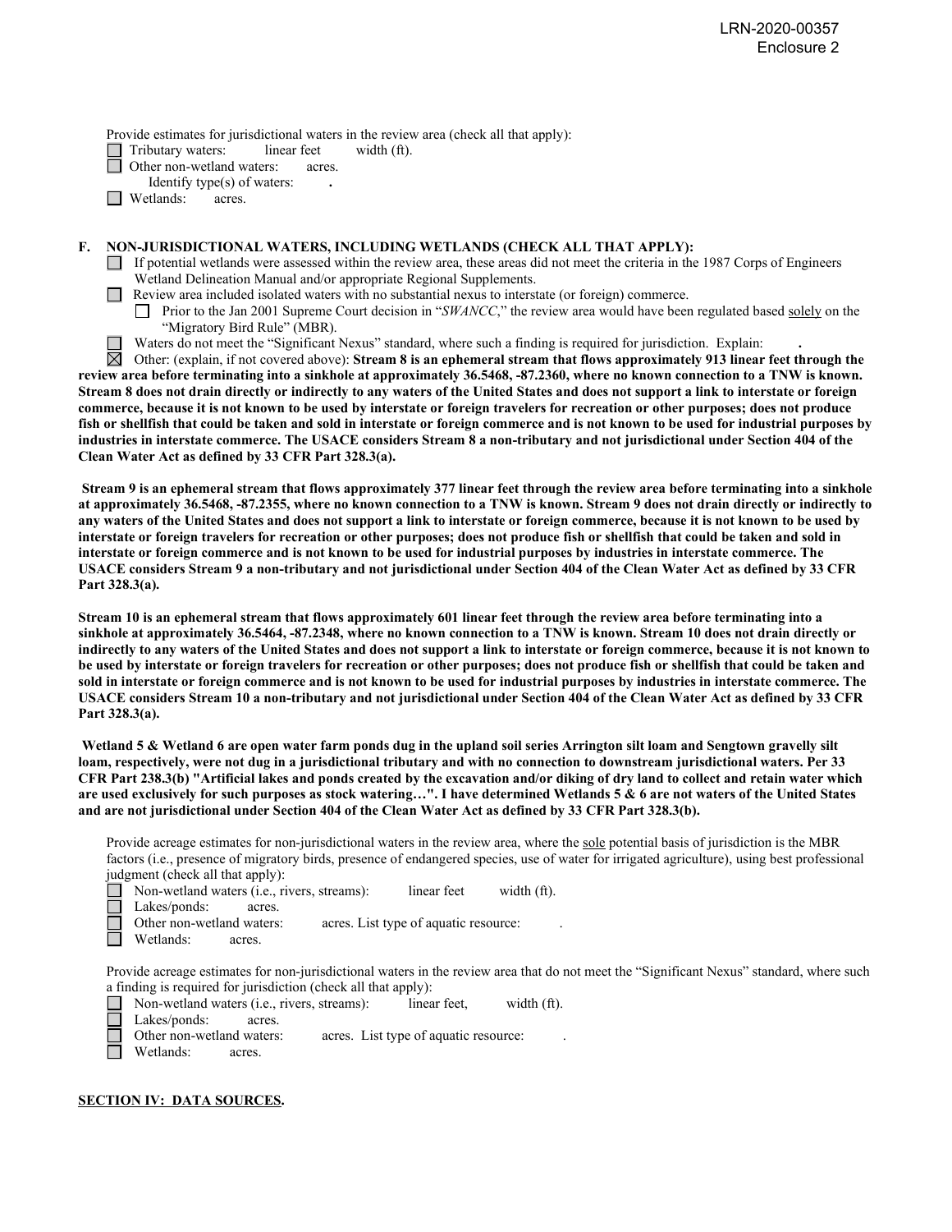LRN-2020-00357
Enclosure 2

Provide estimates for jurisdictional waters in the review area (check all that apply):

☐ Tributary waters: linear feet width (ft).
☐ Other non-wetland waters: acres.
  Identify type(s) of waters: **.**
☐ Wetlands: acres.

**F. NON-JURISDICTIONAL WATERS, INCLUDING WETLANDS (CHECK ALL THAT APPLY):**

☐ If potential wetlands were assessed within the review area, these areas did not meet the criteria in the 1987 Corps of Engineers Wetland Delineation Manual and/or appropriate Regional Supplements.

☐ Review area included isolated waters with no substantial nexus to interstate (or foreign) commerce.

  ☐ Prior to the Jan 2001 Supreme Court decision in "*SWANCC*," the review area would have been regulated based solely on the "Migratory Bird Rule" (MBR).

☐ Waters do not meet the "Significant Nexus" standard, where such a finding is required for jurisdiction. Explain: **.**

☒ Other: (explain, if not covered above): **Stream 8 is an ephemeral stream that flows approximately 913 linear feet through the review area before terminating into a sinkhole at approximately 36.5468, -87.2360, where no known connection to a TNW is known. Stream 8 does not drain directly or indirectly to any waters of the United States and does not support a link to interstate or foreign commerce, because it is not known to be used by interstate or foreign travelers for recreation or other purposes; does not produce fish or shellfish that could be taken and sold in interstate or foreign commerce and is not known to be used for industrial purposes by industries in interstate commerce. The USACE considers Stream 8 a non-tributary and not jurisdictional under Section 404 of the Clean Water Act as defined by 33 CFR Part 328.3(a).**

**Stream 9 is an ephemeral stream that flows approximately 377 linear feet through the review area before terminating into a sinkhole at approximately 36.5468, -87.2355, where no known connection to a TNW is known. Stream 9 does not drain directly or indirectly to any waters of the United States and does not support a link to interstate or foreign commerce, because it is not known to be used by interstate or foreign travelers for recreation or other purposes; does not produce fish or shellfish that could be taken and sold in interstate or foreign commerce and is not known to be used for industrial purposes by industries in interstate commerce. The USACE considers Stream 9 a non-tributary and not jurisdictional under Section 404 of the Clean Water Act as defined by 33 CFR Part 328.3(a).**

**Stream 10 is an ephemeral stream that flows approximately 601 linear feet through the review area before terminating into a sinkhole at approximately 36.5464, -87.2348, where no known connection to a TNW is known. Stream 10 does not drain directly or indirectly to any waters of the United States and does not support a link to interstate or foreign commerce, because it is not known to be used by interstate or foreign travelers for recreation or other purposes; does not produce fish or shellfish that could be taken and sold in interstate or foreign commerce and is not known to be used for industrial purposes by industries in interstate commerce. The USACE considers Stream 10 a non-tributary and not jurisdictional under Section 404 of the Clean Water Act as defined by 33 CFR Part 328.3(a).**

**Wetland 5 & Wetland 6 are open water farm ponds dug in the upland soil series Arrington silt loam and Sengtown gravelly silt loam, respectively, were not dug in a jurisdictional tributary and with no connection to downstream jurisdictional waters. Per 33 CFR Part 238.3(b) "Artificial lakes and ponds created by the excavation and/or diking of dry land to collect and retain water which are used exclusively for such purposes as stock watering…". I have determined Wetlands 5 & 6 are not waters of the United States and are not jurisdictional under Section 404 of the Clean Water Act as defined by 33 CFR Part 328.3(b).**

Provide acreage estimates for non-jurisdictional waters in the review area, where the sole potential basis of jurisdiction is the MBR factors (i.e., presence of migratory birds, presence of endangered species, use of water for irrigated agriculture), using best professional judgment (check all that apply):

☐ Non-wetland waters (i.e., rivers, streams): linear feet width (ft).
☐ Lakes/ponds: acres.
☐ Other non-wetland waters: acres. List type of aquatic resource: .
☐ Wetlands: acres.

Provide acreage estimates for non-jurisdictional waters in the review area that do not meet the "Significant Nexus" standard, where such a finding is required for jurisdiction (check all that apply):

☐ Non-wetland waters (i.e., rivers, streams): linear feet, width (ft).
☐ Lakes/ponds: acres.
☐ Other non-wetland waters: acres. List type of aquatic resource: .
☐ Wetlands: acres.

**SECTION IV: DATA SOURCES.**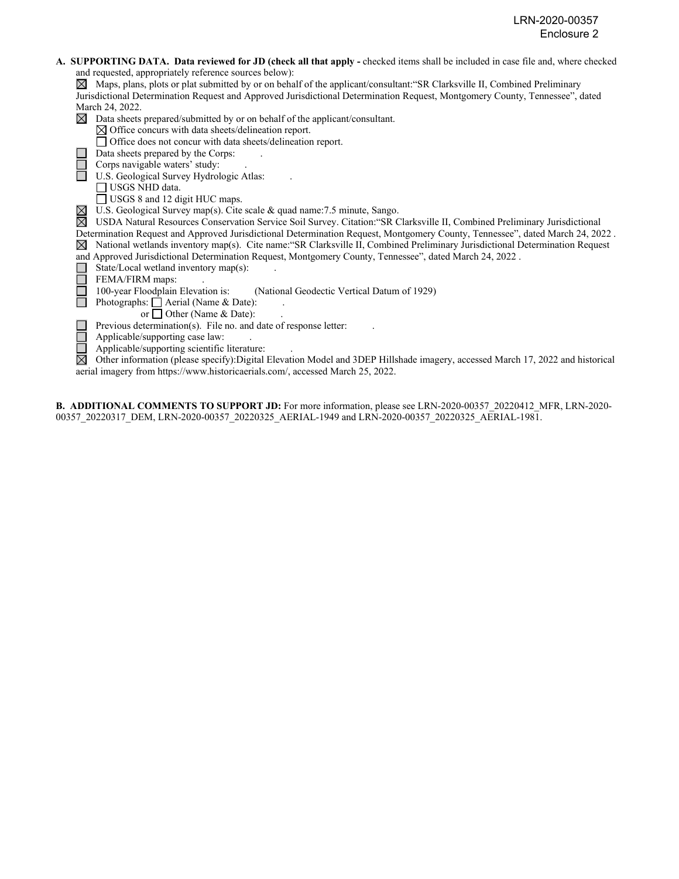LRN-2020-00357
Enclosure 2

**A. SUPPORTING DATA. Data reviewed for JD (check all that apply -** checked items shall be included in case file and, where checked and requested, appropriately reference sources below):

- ☒ Maps, plans, plots or plat submitted by or on behalf of the applicant/consultant:"SR Clarksville II, Combined Preliminary Jurisdictional Determination Request and Approved Jurisdictional Determination Request, Montgomery County, Tennessee", dated March 24, 2022.
- ☒ Data sheets prepared/submitted by or on behalf of the applicant/consultant.
  - ☒ Office concurs with data sheets/delineation report.
  - ☐ Office does not concur with data sheets/delineation report.
- ☐ Data sheets prepared by the Corps: .
- ☐ Corps navigable waters' study: .
- ☐ U.S. Geological Survey Hydrologic Atlas: .
  - ☐ USGS NHD data.
  - ☐ USGS 8 and 12 digit HUC maps.
- ☒ U.S. Geological Survey map(s). Cite scale & quad name:7.5 minute, Sango.
- ☒ USDA Natural Resources Conservation Service Soil Survey. Citation:"SR Clarksville II, Combined Preliminary Jurisdictional Determination Request and Approved Jurisdictional Determination Request, Montgomery County, Tennessee", dated March 24, 2022 .
- ☒ National wetlands inventory map(s). Cite name:"SR Clarksville II, Combined Preliminary Jurisdictional Determination Request and Approved Jurisdictional Determination Request, Montgomery County, Tennessee", dated March 24, 2022 .
- ☐ State/Local wetland inventory map(s): .
- ☐ FEMA/FIRM maps: .
- ☐ 100-year Floodplain Elevation is: (National Geodectic Vertical Datum of 1929)
- ☐ Photographs: ☐ Aerial (Name & Date): .
  or ☐ Other (Name & Date): .
- ☐ Previous determination(s). File no. and date of response letter: .
- ☐ Applicable/supporting case law: .
- ☐ Applicable/supporting scientific literature: .
- ☒ Other information (please specify):Digital Elevation Model and 3DEP Hillshade imagery, accessed March 17, 2022 and historical aerial imagery from https://www.historicaerials.com/, accessed March 25, 2022.

**B. ADDITIONAL COMMENTS TO SUPPORT JD:** For more information, please see LRN-2020-00357_20220412_MFR, LRN-2020-00357_20220317_DEM, LRN-2020-00357_20220325_AERIAL-1949 and LRN-2020-00357_20220325_AERIAL-1981.